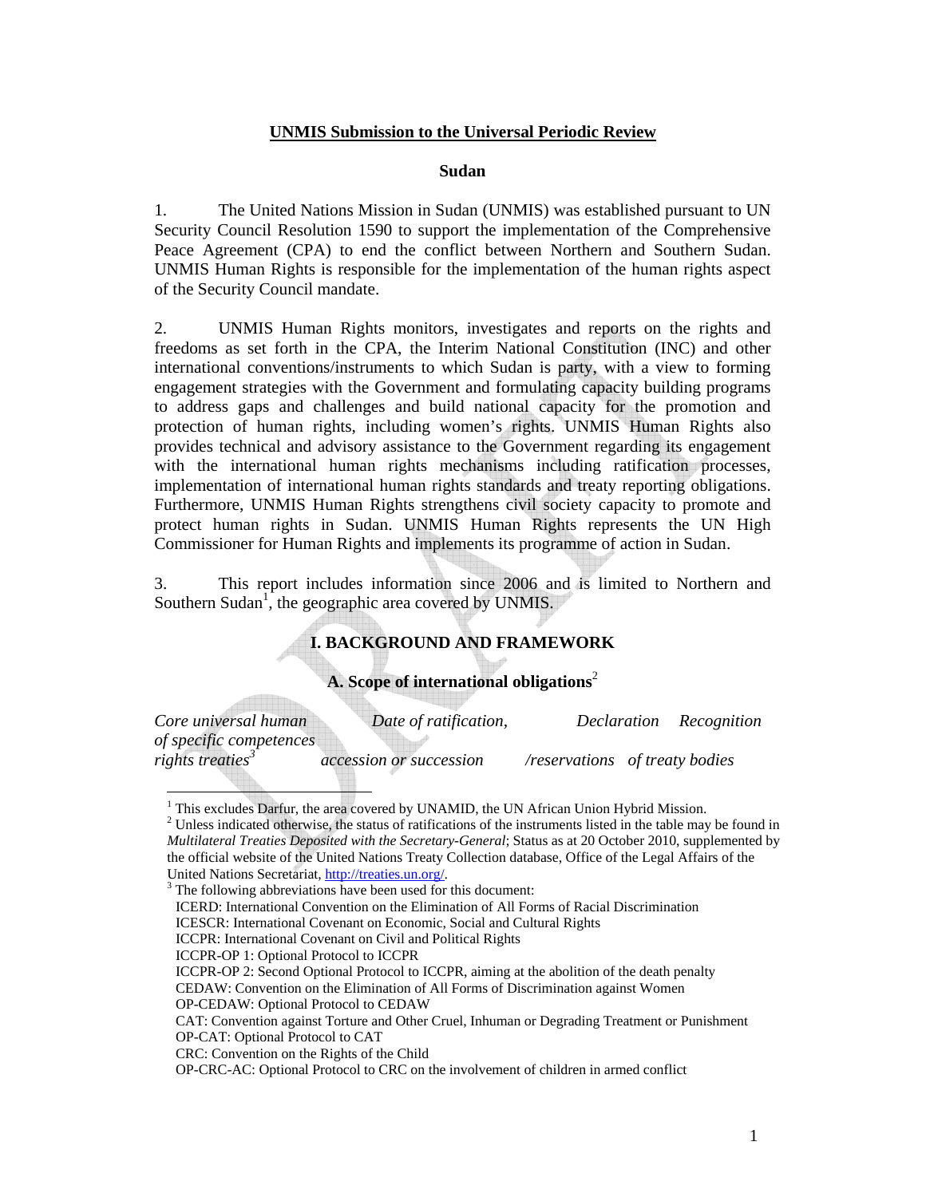# UNMIS Submission to the Universal Periodic Review

## Sudan

1. The United Nations Mission in Sudan (UNMIS) was established pursuant to UN Security Council Resolution 1590 to support the implementation of the Comprehensive Peace Agreement (CPA) to end the conflict between Northern and Southern Sudan. UNMIS Human Rights is responsible for the implementation of the human rights aspect of the Security Council mandate.

2. UNMIS Human Rights monitors, investigates and reports on the rights and freedoms as set forth in the CPA, the Interim National Constitution (INC) and other international conventions/instruments to which Sudan is party, with a view to forming engagement strategies with the Government and formulating capacity building programs to address gaps and challenges and build national capacity for the promotion and protection of human rights, including women's rights. UNMIS Human Rights also provides technical and advisory assistance to the Government regarding its engagement with the international human rights mechanisms including ratification processes, implementation of international human rights standards and treaty reporting obligations. Furthermore, UNMIS Human Rights strengthens civil society capacity to promote and protect human rights in Sudan. UNMIS Human Rights represents the UN High Commissioner for Human Rights and implements its programme of action in Sudan.

3. This report includes information since 2006 and is limited to Northern and Southern Sudan[1], the geographic area covered by UNMIS.

## I. BACKGROUND AND FRAMEWORK

### A. Scope of international obligations[2]

| *Core universal human rights treaties*[3] | *Date of ratification, accession or succession* | *Declaration /reservations* | *Recognition of specific competences of treaty bodies* |
|---|---|---|---|

[1] This excludes Darfur, the area covered by UNAMID, the UN African Union Hybrid Mission.

[2] Unless indicated otherwise, the status of ratifications of the instruments listed in the table may be found in *Multilateral Treaties Deposited with the Secretary-General*; Status as at 20 October 2010, supplemented by the official website of the United Nations Treaty Collection database, Office of the Legal Affairs of the United Nations Secretariat, http://treaties.un.org/.

[3] The following abbreviations have been used for this document:
ICERD: International Convention on the Elimination of All Forms of Racial Discrimination
ICESCR: International Covenant on Economic, Social and Cultural Rights
ICCPR: International Covenant on Civil and Political Rights
ICCPR-OP 1: Optional Protocol to ICCPR
ICCPR-OP 2: Second Optional Protocol to ICCPR, aiming at the abolition of the death penalty
CEDAW: Convention on the Elimination of All Forms of Discrimination against Women
OP-CEDAW: Optional Protocol to CEDAW
CAT: Convention against Torture and Other Cruel, Inhuman or Degrading Treatment or Punishment
OP-CAT: Optional Protocol to CAT
CRC: Convention on the Rights of the Child
OP-CRC-AC: Optional Protocol to CRC on the involvement of children in armed conflict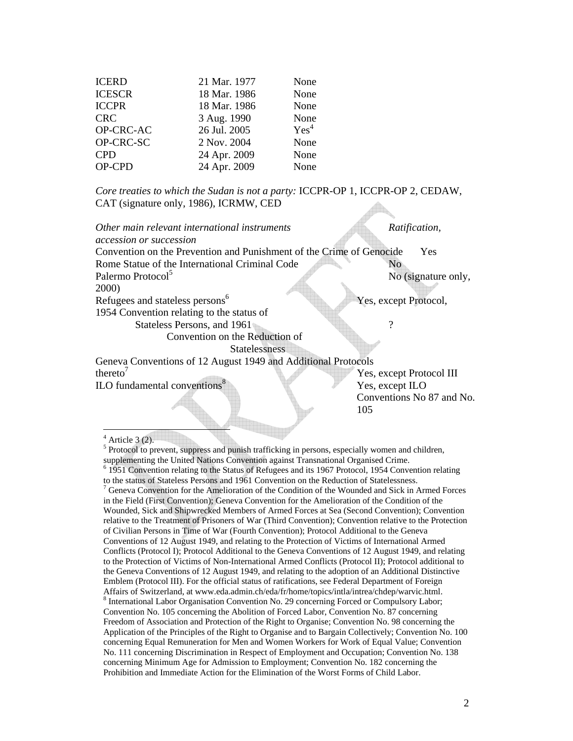| | | |
|---|---|---|
| ICERD | 21 Mar. 1977 | None |
| ICESCR | 18 Mar. 1986 | None |
| ICCPR | 18 Mar. 1986 | None |
| CRC | 3 Aug. 1990 | None |
| OP-CRC-AC | 26 Jul. 2005 | Yes[4] |
| OP-CRC-SC | 2 Nov. 2004 | None |
| CPD | 24 Apr. 2009 | None |
| OP-CPD | 24 Apr. 2009 | None |

*Core treaties to which the Sudan is not a party:* ICCPR-OP 1, ICCPR-OP 2, CEDAW, CAT (signature only, 1986), ICRMW, CED

| *Other main relevant international instruments* | *Ratification, accession or succession* |
|---|---|
| Convention on the Prevention and Punishment of the Crime of Genocide | Yes |
| Rome Statue of the International Criminal Code | No |
| Palermo Protocol[5] | No (signature only, 2000) |
| Refugees and stateless persons[6] | Yes, except Protocol, 1954 Convention relating to the status of Stateless Persons, and 1961 Convention on the Reduction of Statelessness ? |
| Geneva Conventions of 12 August 1949 and Additional Protocols thereto[7] | Yes, except Protocol III |
| ILO fundamental conventions[8] | Yes, except ILO Conventions No 87 and No. 105 |

[4] Article 3 (2).

[5] Protocol to prevent, suppress and punish trafficking in persons, especially women and children, supplementing the United Nations Convention against Transnational Organised Crime.

[6] 1951 Convention relating to the Status of Refugees and its 1967 Protocol, 1954 Convention relating to the status of Stateless Persons and 1961 Convention on the Reduction of Statelessness.

[7] Geneva Convention for the Amelioration of the Condition of the Wounded and Sick in Armed Forces in the Field (First Convention); Geneva Convention for the Amelioration of the Condition of the Wounded, Sick and Shipwrecked Members of Armed Forces at Sea (Second Convention); Convention relative to the Treatment of Prisoners of War (Third Convention); Convention relative to the Protection of Civilian Persons in Time of War (Fourth Convention); Protocol Additional to the Geneva Conventions of 12 August 1949, and relating to the Protection of Victims of International Armed Conflicts (Protocol I); Protocol Additional to the Geneva Conventions of 12 August 1949, and relating to the Protection of Victims of Non-International Armed Conflicts (Protocol II); Protocol additional to the Geneva Conventions of 12 August 1949, and relating to the adoption of an Additional Distinctive Emblem (Protocol III). For the official status of ratifications, see Federal Department of Foreign Affairs of Switzerland, at www.eda.admin.ch/eda/fr/home/topics/intla/intrea/chdep/warvic.html.

[8] International Labor Organisation Convention No. 29 concerning Forced or Compulsory Labor; Convention No. 105 concerning the Abolition of Forced Labor, Convention No. 87 concerning Freedom of Association and Protection of the Right to Organise; Convention No. 98 concerning the Application of the Principles of the Right to Organise and to Bargain Collectively; Convention No. 100 concerning Equal Remuneration for Men and Women Workers for Work of Equal Value; Convention No. 111 concerning Discrimination in Respect of Employment and Occupation; Convention No. 138 concerning Minimum Age for Admission to Employment; Convention No. 182 concerning the Prohibition and Immediate Action for the Elimination of the Worst Forms of Child Labor.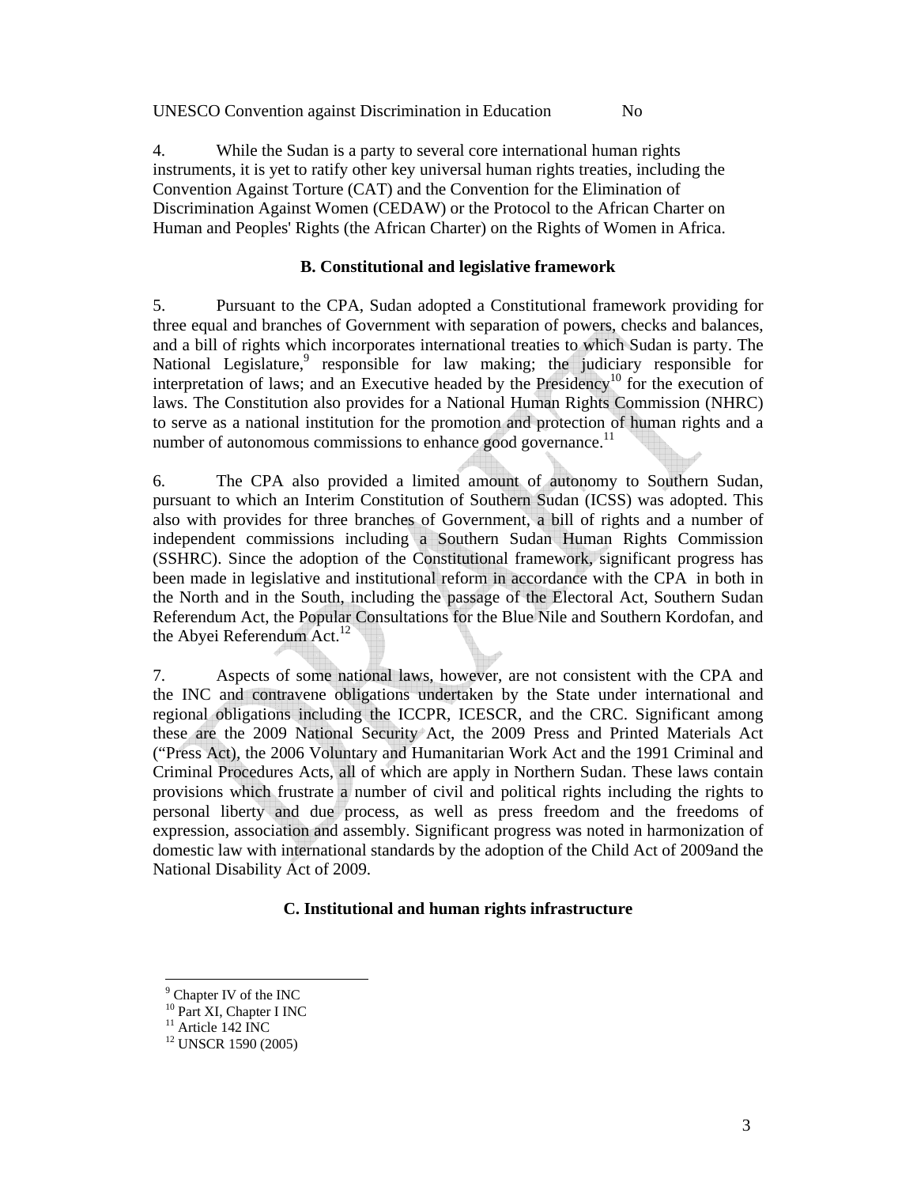| UNESCO Convention against Discrimination in Education | No |
| --- | --- |

4. While the Sudan is a party to several core international human rights instruments, it is yet to ratify other key universal human rights treaties, including the Convention Against Torture (CAT) and the Convention for the Elimination of Discrimination Against Women (CEDAW) or the Protocol to the African Charter on Human and Peoples' Rights (the African Charter) on the Rights of Women in Africa.

### B. Constitutional and legislative framework

5. Pursuant to the CPA, Sudan adopted a Constitutional framework providing for three equal and branches of Government with separation of powers, checks and balances, and a bill of rights which incorporates international treaties to which Sudan is party. The National Legislature,[9] responsible for law making; the judiciary responsible for interpretation of laws; and an Executive headed by the Presidency[10] for the execution of laws. The Constitution also provides for a National Human Rights Commission (NHRC) to serve as a national institution for the promotion and protection of human rights and a number of autonomous commissions to enhance good governance.[11]

6. The CPA also provided a limited amount of autonomy to Southern Sudan, pursuant to which an Interim Constitution of Southern Sudan (ICSS) was adopted. This also with provides for three branches of Government, a bill of rights and a number of independent commissions including a Southern Sudan Human Rights Commission (SSHRC). Since the adoption of the Constitutional framework, significant progress has been made in legislative and institutional reform in accordance with the CPA in both in the North and in the South, including the passage of the Electoral Act, Southern Sudan Referendum Act, the Popular Consultations for the Blue Nile and Southern Kordofan, and the Abyei Referendum Act.[12]

7. Aspects of some national laws, however, are not consistent with the CPA and the INC and contravene obligations undertaken by the State under international and regional obligations including the ICCPR, ICESCR, and the CRC. Significant among these are the 2009 National Security Act, the 2009 Press and Printed Materials Act ("Press Act), the 2006 Voluntary and Humanitarian Work Act and the 1991 Criminal and Criminal Procedures Acts, all of which are apply in Northern Sudan. These laws contain provisions which frustrate a number of civil and political rights including the rights to personal liberty and due process, as well as press freedom and the freedoms of expression, association and assembly. Significant progress was noted in harmonization of domestic law with international standards by the adoption of the Child Act of 2009and the National Disability Act of 2009.

### C. Institutional and human rights infrastructure

---

[9] Chapter IV of the INC
[10] Part XI, Chapter I INC
[11] Article 142 INC
[12] UNSCR 1590 (2005)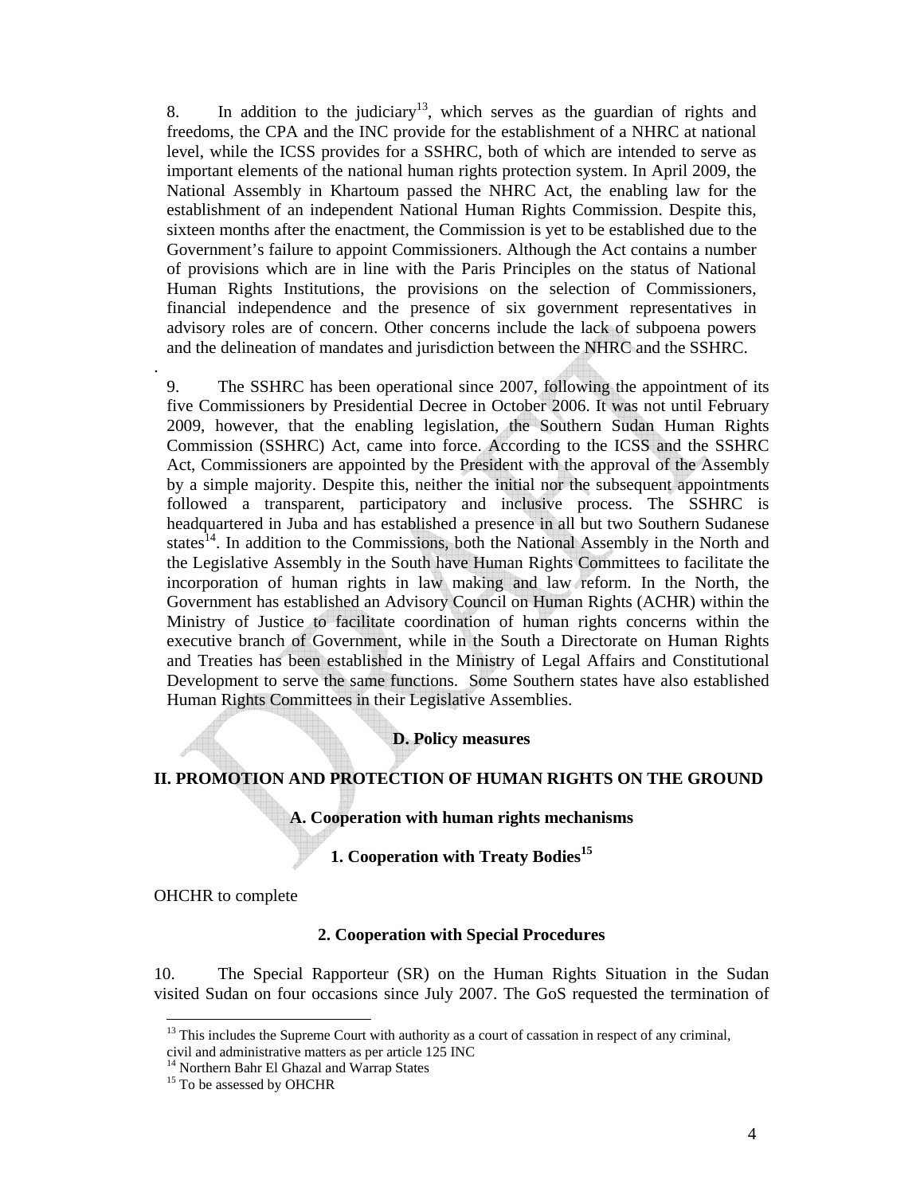8. In addition to the judiciary[13], which serves as the guardian of rights and freedoms, the CPA and the INC provide for the establishment of a NHRC at national level, while the ICSS provides for a SSHRC, both of which are intended to serve as important elements of the national human rights protection system. In April 2009, the National Assembly in Khartoum passed the NHRC Act, the enabling law for the establishment of an independent National Human Rights Commission. Despite this, sixteen months after the enactment, the Commission is yet to be established due to the Government's failure to appoint Commissioners. Although the Act contains a number of provisions which are in line with the Paris Principles on the status of National Human Rights Institutions, the provisions on the selection of Commissioners, financial independence and the presence of six government representatives in advisory roles are of concern. Other concerns include the lack of subpoena powers and the delineation of mandates and jurisdiction between the NHRC and the SSHRC.

.

9. The SSHRC has been operational since 2007, following the appointment of its five Commissioners by Presidential Decree in October 2006. It was not until February 2009, however, that the enabling legislation, the Southern Sudan Human Rights Commission (SSHRC) Act, came into force. According to the ICSS and the SSHRC Act, Commissioners are appointed by the President with the approval of the Assembly by a simple majority. Despite this, neither the initial nor the subsequent appointments followed a transparent, participatory and inclusive process. The SSHRC is headquartered in Juba and has established a presence in all but two Southern Sudanese states[14]. In addition to the Commissions, both the National Assembly in the North and the Legislative Assembly in the South have Human Rights Committees to facilitate the incorporation of human rights in law making and law reform. In the North, the Government has established an Advisory Council on Human Rights (ACHR) within the Ministry of Justice to facilitate coordination of human rights concerns within the executive branch of Government, while in the South a Directorate on Human Rights and Treaties has been established in the Ministry of Legal Affairs and Constitutional Development to serve the same functions. Some Southern states have also established Human Rights Committees in their Legislative Assemblies.

### D. Policy measures

## II. PROMOTION AND PROTECTION OF HUMAN RIGHTS ON THE GROUND

### A. Cooperation with human rights mechanisms

#### 1. Cooperation with Treaty Bodies[15]

OHCHR to complete

#### 2. Cooperation with Special Procedures

10. The Special Rapporteur (SR) on the Human Rights Situation in the Sudan visited Sudan on four occasions since July 2007. The GoS requested the termination of

---

[13] This includes the Supreme Court with authority as a court of cassation in respect of any criminal, civil and administrative matters as per article 125 INC

[14] Northern Bahr El Ghazal and Warrap States

[15] To be assessed by OHCHR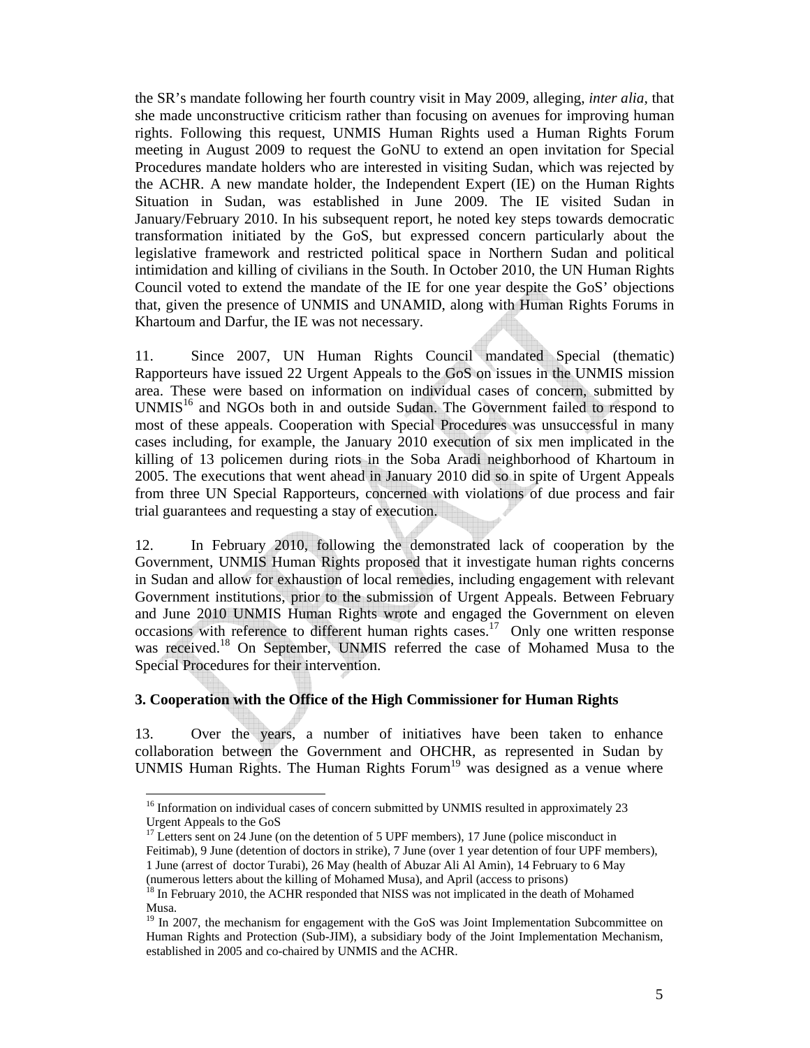the SR's mandate following her fourth country visit in May 2009, alleging, *inter alia*, that she made unconstructive criticism rather than focusing on avenues for improving human rights. Following this request, UNMIS Human Rights used a Human Rights Forum meeting in August 2009 to request the GoNU to extend an open invitation for Special Procedures mandate holders who are interested in visiting Sudan, which was rejected by the ACHR. A new mandate holder, the Independent Expert (IE) on the Human Rights Situation in Sudan, was established in June 2009. The IE visited Sudan in January/February 2010. In his subsequent report, he noted key steps towards democratic transformation initiated by the GoS, but expressed concern particularly about the legislative framework and restricted political space in Northern Sudan and political intimidation and killing of civilians in the South. In October 2010, the UN Human Rights Council voted to extend the mandate of the IE for one year despite the GoS' objections that, given the presence of UNMIS and UNAMID, along with Human Rights Forums in Khartoum and Darfur, the IE was not necessary.

11. Since 2007, UN Human Rights Council mandated Special (thematic) Rapporteurs have issued 22 Urgent Appeals to the GoS on issues in the UNMIS mission area. These were based on information on individual cases of concern, submitted by UNMIS[16] and NGOs both in and outside Sudan. The Government failed to respond to most of these appeals. Cooperation with Special Procedures was unsuccessful in many cases including, for example, the January 2010 execution of six men implicated in the killing of 13 policemen during riots in the Soba Aradi neighborhood of Khartoum in 2005. The executions that went ahead in January 2010 did so in spite of Urgent Appeals from three UN Special Rapporteurs, concerned with violations of due process and fair trial guarantees and requesting a stay of execution.

12. In February 2010, following the demonstrated lack of cooperation by the Government, UNMIS Human Rights proposed that it investigate human rights concerns in Sudan and allow for exhaustion of local remedies, including engagement with relevant Government institutions, prior to the submission of Urgent Appeals. Between February and June 2010 UNMIS Human Rights wrote and engaged the Government on eleven occasions with reference to different human rights cases.[17] Only one written response was received.[18] On September, UNMIS referred the case of Mohamed Musa to the Special Procedures for their intervention.

**3. Cooperation with the Office of the High Commissioner for Human Rights**

13. Over the years, a number of initiatives have been taken to enhance collaboration between the Government and OHCHR, as represented in Sudan by UNMIS Human Rights. The Human Rights Forum[19] was designed as a venue where

---

[16] Information on individual cases of concern submitted by UNMIS resulted in approximately 23 Urgent Appeals to the GoS

[17] Letters sent on 24 June (on the detention of 5 UPF members), 17 June (police misconduct in Feitimab), 9 June (detention of doctors in strike), 7 June (over 1 year detention of four UPF members), 1 June (arrest of doctor Turabi), 26 May (health of Abuzar Ali Al Amin), 14 February to 6 May (numerous letters about the killing of Mohamed Musa), and April (access to prisons)

[18] In February 2010, the ACHR responded that NISS was not implicated in the death of Mohamed Musa.

[19] In 2007, the mechanism for engagement with the GoS was Joint Implementation Subcommittee on Human Rights and Protection (Sub-JIM), a subsidiary body of the Joint Implementation Mechanism, established in 2005 and co-chaired by UNMIS and the ACHR.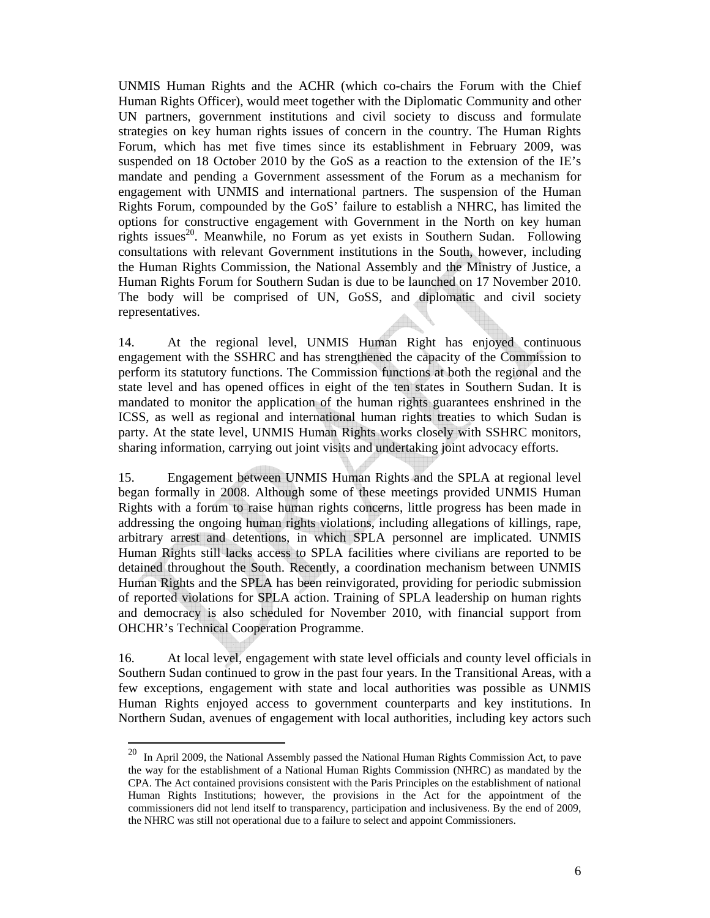UNMIS Human Rights and the ACHR (which co-chairs the Forum with the Chief Human Rights Officer), would meet together with the Diplomatic Community and other UN partners, government institutions and civil society to discuss and formulate strategies on key human rights issues of concern in the country. The Human Rights Forum, which has met five times since its establishment in February 2009, was suspended on 18 October 2010 by the GoS as a reaction to the extension of the IE's mandate and pending a Government assessment of the Forum as a mechanism for engagement with UNMIS and international partners. The suspension of the Human Rights Forum, compounded by the GoS' failure to establish a NHRC, has limited the options for constructive engagement with Government in the North on key human rights issues[20]. Meanwhile, no Forum as yet exists in Southern Sudan. Following consultations with relevant Government institutions in the South, however, including the Human Rights Commission, the National Assembly and the Ministry of Justice, a Human Rights Forum for Southern Sudan is due to be launched on 17 November 2010. The body will be comprised of UN, GoSS, and diplomatic and civil society representatives.

14. At the regional level, UNMIS Human Right has enjoyed continuous engagement with the SSHRC and has strengthened the capacity of the Commission to perform its statutory functions. The Commission functions at both the regional and the state level and has opened offices in eight of the ten states in Southern Sudan. It is mandated to monitor the application of the human rights guarantees enshrined in the ICSS, as well as regional and international human rights treaties to which Sudan is party. At the state level, UNMIS Human Rights works closely with SSHRC monitors, sharing information, carrying out joint visits and undertaking joint advocacy efforts.

15. Engagement between UNMIS Human Rights and the SPLA at regional level began formally in 2008. Although some of these meetings provided UNMIS Human Rights with a forum to raise human rights concerns, little progress has been made in addressing the ongoing human rights violations, including allegations of killings, rape, arbitrary arrest and detentions, in which SPLA personnel are implicated. UNMIS Human Rights still lacks access to SPLA facilities where civilians are reported to be detained throughout the South. Recently, a coordination mechanism between UNMIS Human Rights and the SPLA has been reinvigorated, providing for periodic submission of reported violations for SPLA action. Training of SPLA leadership on human rights and democracy is also scheduled for November 2010, with financial support from OHCHR's Technical Cooperation Programme.

16. At local level, engagement with state level officials and county level officials in Southern Sudan continued to grow in the past four years. In the Transitional Areas, with a few exceptions, engagement with state and local authorities was possible as UNMIS Human Rights enjoyed access to government counterparts and key institutions. In Northern Sudan, avenues of engagement with local authorities, including key actors such

---

[20] In April 2009, the National Assembly passed the National Human Rights Commission Act, to pave the way for the establishment of a National Human Rights Commission (NHRC) as mandated by the CPA. The Act contained provisions consistent with the Paris Principles on the establishment of national Human Rights Institutions; however, the provisions in the Act for the appointment of the commissioners did not lend itself to transparency, participation and inclusiveness. By the end of 2009, the NHRC was still not operational due to a failure to select and appoint Commissioners.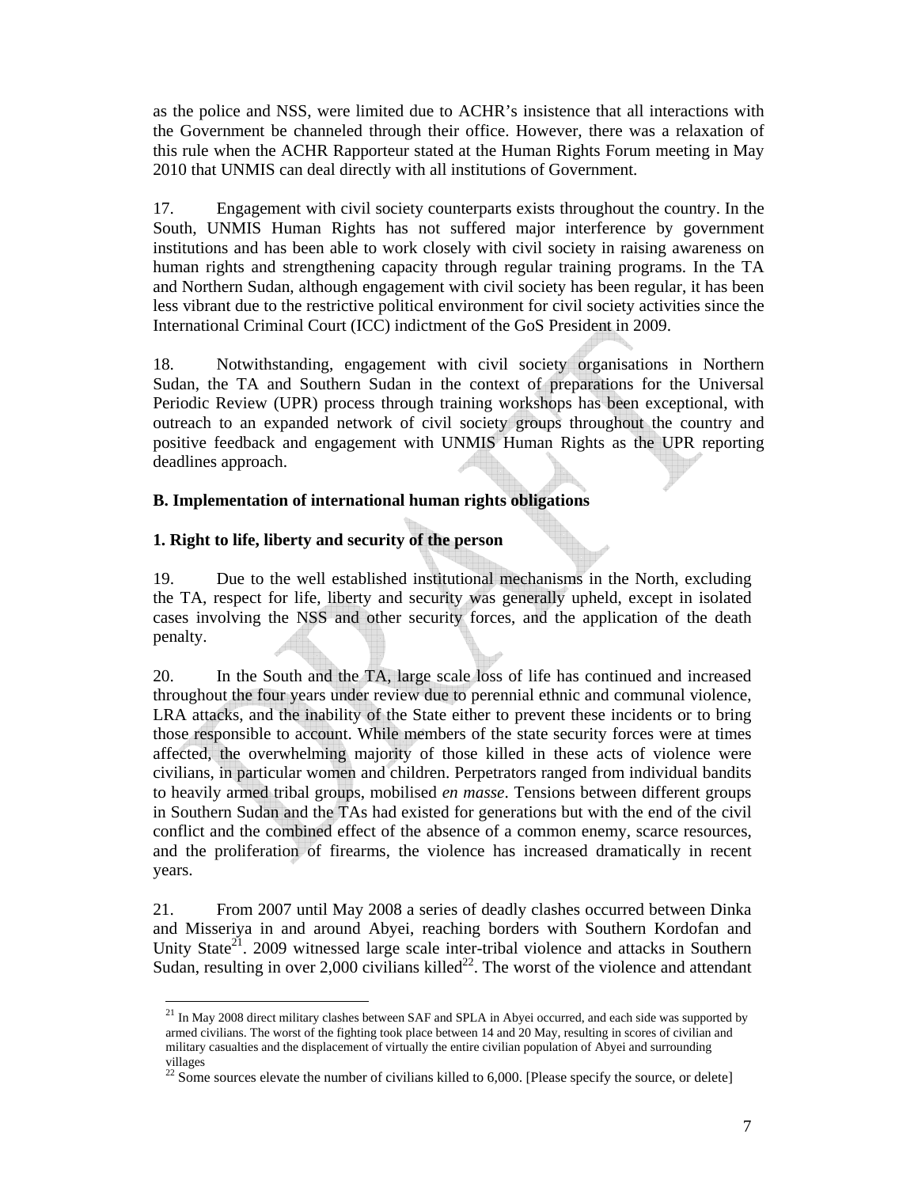as the police and NSS, were limited due to ACHR's insistence that all interactions with the Government be channeled through their office. However, there was a relaxation of this rule when the ACHR Rapporteur stated at the Human Rights Forum meeting in May 2010 that UNMIS can deal directly with all institutions of Government.

17. Engagement with civil society counterparts exists throughout the country. In the South, UNMIS Human Rights has not suffered major interference by government institutions and has been able to work closely with civil society in raising awareness on human rights and strengthening capacity through regular training programs. In the TA and Northern Sudan, although engagement with civil society has been regular, it has been less vibrant due to the restrictive political environment for civil society activities since the International Criminal Court (ICC) indictment of the GoS President in 2009.

18. Notwithstanding, engagement with civil society organisations in Northern Sudan, the TA and Southern Sudan in the context of preparations for the Universal Periodic Review (UPR) process through training workshops has been exceptional, with outreach to an expanded network of civil society groups throughout the country and positive feedback and engagement with UNMIS Human Rights as the UPR reporting deadlines approach.

### B. Implementation of international human rights obligations

#### 1. Right to life, liberty and security of the person

19. Due to the well established institutional mechanisms in the North, excluding the TA, respect for life, liberty and security was generally upheld, except in isolated cases involving the NSS and other security forces, and the application of the death penalty.

20. In the South and the TA, large scale loss of life has continued and increased throughout the four years under review due to perennial ethnic and communal violence, LRA attacks, and the inability of the State either to prevent these incidents or to bring those responsible to account. While members of the state security forces were at times affected, the overwhelming majority of those killed in these acts of violence were civilians, in particular women and children. Perpetrators ranged from individual bandits to heavily armed tribal groups, mobilised *en masse*. Tensions between different groups in Southern Sudan and the TAs had existed for generations but with the end of the civil conflict and the combined effect of the absence of a common enemy, scarce resources, and the proliferation of firearms, the violence has increased dramatically in recent years.

21. From 2007 until May 2008 a series of deadly clashes occurred between Dinka and Misseriya in and around Abyei, reaching borders with Southern Kordofan and Unity State[21]. 2009 witnessed large scale inter-tribal violence and attacks in Southern Sudan, resulting in over 2,000 civilians killed[22]. The worst of the violence and attendant

[21] In May 2008 direct military clashes between SAF and SPLA in Abyei occurred, and each side was supported by armed civilians. The worst of the fighting took place between 14 and 20 May, resulting in scores of civilian and military casualties and the displacement of virtually the entire civilian population of Abyei and surrounding villages

[22] Some sources elevate the number of civilians killed to 6,000. [Please specify the source, or delete]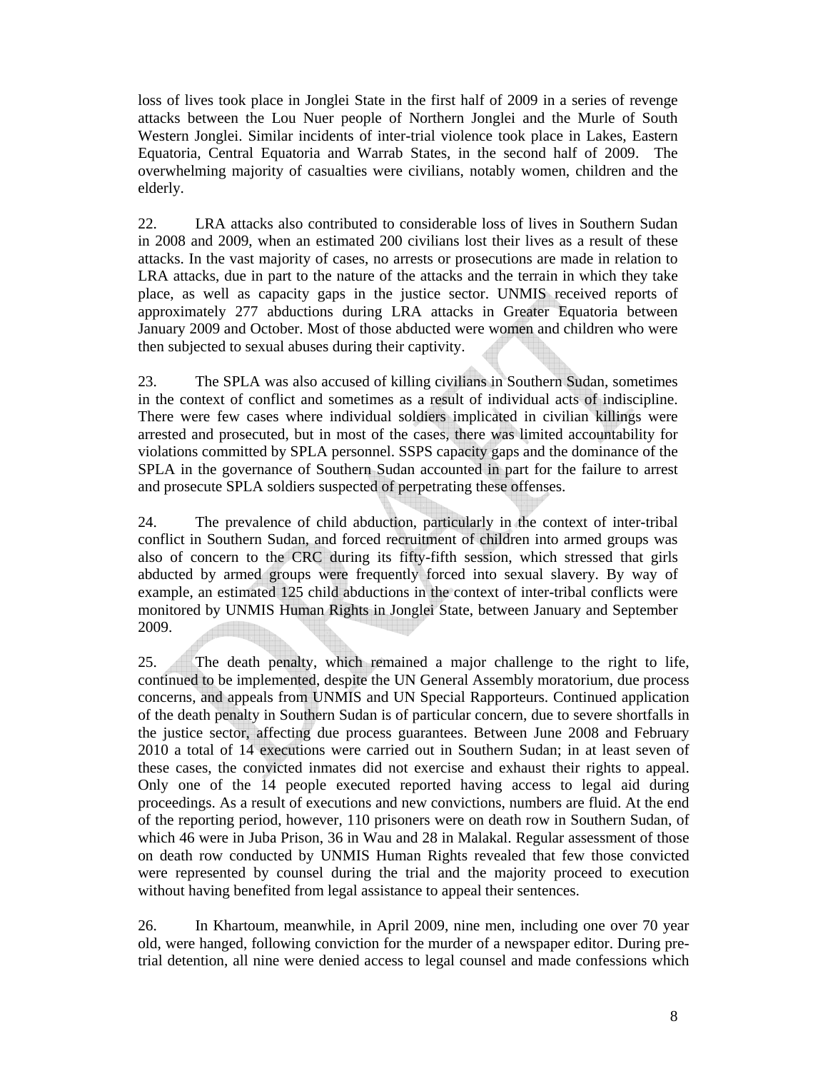loss of lives took place in Jonglei State in the first half of 2009 in a series of revenge attacks between the Lou Nuer people of Northern Jonglei and the Murle of South Western Jonglei. Similar incidents of inter-trial violence took place in Lakes, Eastern Equatoria, Central Equatoria and Warrab States, in the second half of 2009. The overwhelming majority of casualties were civilians, notably women, children and the elderly.

22. LRA attacks also contributed to considerable loss of lives in Southern Sudan in 2008 and 2009, when an estimated 200 civilians lost their lives as a result of these attacks. In the vast majority of cases, no arrests or prosecutions are made in relation to LRA attacks, due in part to the nature of the attacks and the terrain in which they take place, as well as capacity gaps in the justice sector. UNMIS received reports of approximately 277 abductions during LRA attacks in Greater Equatoria between January 2009 and October. Most of those abducted were women and children who were then subjected to sexual abuses during their captivity.

23. The SPLA was also accused of killing civilians in Southern Sudan, sometimes in the context of conflict and sometimes as a result of individual acts of indiscipline. There were few cases where individual soldiers implicated in civilian killings were arrested and prosecuted, but in most of the cases, there was limited accountability for violations committed by SPLA personnel. SSPS capacity gaps and the dominance of the SPLA in the governance of Southern Sudan accounted in part for the failure to arrest and prosecute SPLA soldiers suspected of perpetrating these offenses.

24. The prevalence of child abduction, particularly in the context of inter-tribal conflict in Southern Sudan, and forced recruitment of children into armed groups was also of concern to the CRC during its fifty-fifth session, which stressed that girls abducted by armed groups were frequently forced into sexual slavery. By way of example, an estimated 125 child abductions in the context of inter-tribal conflicts were monitored by UNMIS Human Rights in Jonglei State, between January and September 2009.

25. The death penalty, which remained a major challenge to the right to life, continued to be implemented, despite the UN General Assembly moratorium, due process concerns, and appeals from UNMIS and UN Special Rapporteurs. Continued application of the death penalty in Southern Sudan is of particular concern, due to severe shortfalls in the justice sector, affecting due process guarantees. Between June 2008 and February 2010 a total of 14 executions were carried out in Southern Sudan; in at least seven of these cases, the convicted inmates did not exercise and exhaust their rights to appeal. Only one of the 14 people executed reported having access to legal aid during proceedings. As a result of executions and new convictions, numbers are fluid. At the end of the reporting period, however, 110 prisoners were on death row in Southern Sudan, of which 46 were in Juba Prison, 36 in Wau and 28 in Malakal. Regular assessment of those on death row conducted by UNMIS Human Rights revealed that few those convicted were represented by counsel during the trial and the majority proceed to execution without having benefited from legal assistance to appeal their sentences.

26. In Khartoum, meanwhile, in April 2009, nine men, including one over 70 year old, were hanged, following conviction for the murder of a newspaper editor. During pre-trial detention, all nine were denied access to legal counsel and made confessions which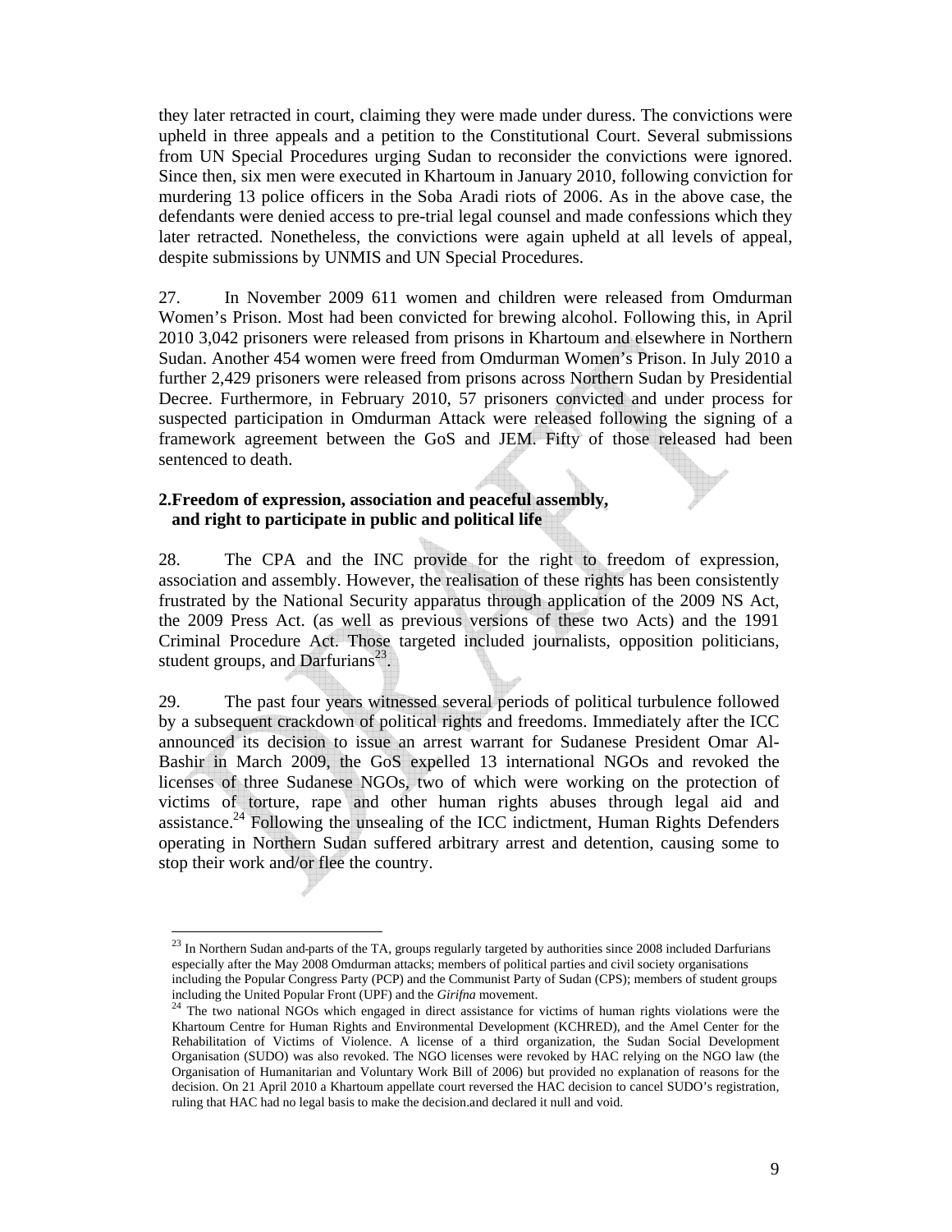they later retracted in court, claiming they were made under duress. The convictions were upheld in three appeals and a petition to the Constitutional Court. Several submissions from UN Special Procedures urging Sudan to reconsider the convictions were ignored. Since then, six men were executed in Khartoum in January 2010, following conviction for murdering 13 police officers in the Soba Aradi riots of 2006. As in the above case, the defendants were denied access to pre-trial legal counsel and made confessions which they later retracted. Nonetheless, the convictions were again upheld at all levels of appeal, despite submissions by UNMIS and UN Special Procedures.

27. In November 2009 611 women and children were released from Omdurman Women's Prison. Most had been convicted for brewing alcohol. Following this, in April 2010 3,042 prisoners were released from prisons in Khartoum and elsewhere in Northern Sudan. Another 454 women were freed from Omdurman Women's Prison. In July 2010 a further 2,429 prisoners were released from prisons across Northern Sudan by Presidential Decree. Furthermore, in February 2010, 57 prisoners convicted and under process for suspected participation in Omdurman Attack were released following the signing of a framework agreement between the GoS and JEM. Fifty of those released had been sentenced to death.

**2. Freedom of expression, association and peaceful assembly, and right to participate in public and political life**

28. The CPA and the INC provide for the right to freedom of expression, association and assembly. However, the realisation of these rights has been consistently frustrated by the National Security apparatus through application of the 2009 NS Act, the 2009 Press Act. (as well as previous versions of these two Acts) and the 1991 Criminal Procedure Act. Those targeted included journalists, opposition politicians, student groups, and Darfurians[23].

29. The past four years witnessed several periods of political turbulence followed by a subsequent crackdown of political rights and freedoms. Immediately after the ICC announced its decision to issue an arrest warrant for Sudanese President Omar Al-Bashir in March 2009, the GoS expelled 13 international NGOs and revoked the licenses of three Sudanese NGOs, two of which were working on the protection of victims of torture, rape and other human rights abuses through legal aid and assistance.[24] Following the unsealing of the ICC indictment, Human Rights Defenders operating in Northern Sudan suffered arbitrary arrest and detention, causing some to stop their work and/or flee the country.

---

[23] In Northern Sudan and parts of the TA, groups regularly targeted by authorities since 2008 included Darfurians especially after the May 2008 Omdurman attacks; members of political parties and civil society organisations including the Popular Congress Party (PCP) and the Communist Party of Sudan (CPS); members of student groups including the United Popular Front (UPF) and the *Girifna* movement.

[24] The two national NGOs which engaged in direct assistance for victims of human rights violations were the Khartoum Centre for Human Rights and Environmental Development (KCHRED), and the Amel Center for the Rehabilitation of Victims of Violence. A license of a third organization, the Sudan Social Development Organisation (SUDO) was also revoked. The NGO licenses were revoked by HAC relying on the NGO law (the Organisation of Humanitarian and Voluntary Work Bill of 2006) but provided no explanation of reasons for the decision. On 21 April 2010 a Khartoum appellate court reversed the HAC decision to cancel SUDO's registration, ruling that HAC had no legal basis to make the decision.and declared it null and void.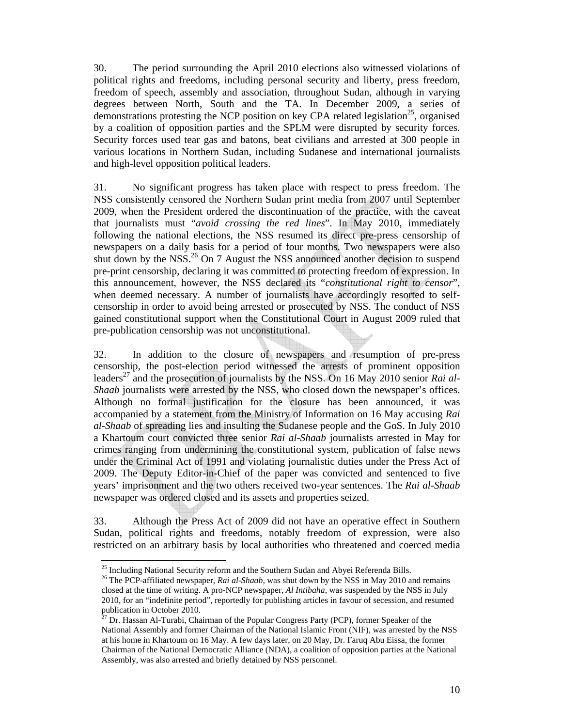30. The period surrounding the April 2010 elections also witnessed violations of political rights and freedoms, including personal security and liberty, press freedom, freedom of speech, assembly and association, throughout Sudan, although in varying degrees between North, South and the TA. In December 2009, a series of demonstrations protesting the NCP position on key CPA related legislation[25], organised by a coalition of opposition parties and the SPLM were disrupted by security forces. Security forces used tear gas and batons, beat civilians and arrested at 300 people in various locations in Northern Sudan, including Sudanese and international journalists and high-level opposition political leaders.

31. No significant progress has taken place with respect to press freedom. The NSS consistently censored the Northern Sudan print media from 2007 until September 2009, when the President ordered the discontinuation of the practice, with the caveat that journalists must "*avoid crossing the red lines*". In May 2010, immediately following the national elections, the NSS resumed its direct pre-press censorship of newspapers on a daily basis for a period of four months. Two newspapers were also shut down by the NSS.[26] On 7 August the NSS announced another decision to suspend pre-print censorship, declaring it was committed to protecting freedom of expression. In this announcement, however, the NSS declared its "*constitutional right to censor*", when deemed necessary. A number of journalists have accordingly resorted to self-censorship in order to avoid being arrested or prosecuted by NSS. The conduct of NSS gained constitutional support when the Constitutional Court in August 2009 ruled that pre-publication censorship was not unconstitutional.

32. In addition to the closure of newspapers and resumption of pre-press censorship, the post-election period witnessed the arrests of prominent opposition leaders[27] and the prosecution of journalists by the NSS. On 16 May 2010 senior *Rai al-Shaab* journalists were arrested by the NSS, who closed down the newspaper's offices. Although no formal justification for the closure has been announced, it was accompanied by a statement from the Ministry of Information on 16 May accusing *Rai al-Shaab* of spreading lies and insulting the Sudanese people and the GoS. In July 2010 a Khartoum court convicted three senior *Rai al-Shaab* journalists arrested in May for crimes ranging from undermining the constitutional system, publication of false news under the Criminal Act of 1991 and violating journalistic duties under the Press Act of 2009. The Deputy Editor-in-Chief of the paper was convicted and sentenced to five years' imprisonment and the two others received two-year sentences. The *Rai al-Shaab* newspaper was ordered closed and its assets and properties seized.

33. Although the Press Act of 2009 did not have an operative effect in Southern Sudan, political rights and freedoms, notably freedom of expression, were also restricted on an arbitrary basis by local authorities who threatened and coerced media

---

[25] Including National Security reform and the Southern Sudan and Abyei Referenda Bills.

[26] The PCP-affiliated newspaper, *Rai al-Shaab*, was shut down by the NSS in May 2010 and remains closed at the time of writing. A pro-NCP newspaper, *Al Intibaha*, was suspended by the NSS in July 2010, for an "indefinite period", reportedly for publishing articles in favour of secession, and resumed publication in October 2010.

[27] Dr. Hassan Al-Turabi, Chairman of the Popular Congress Party (PCP), former Speaker of the National Assembly and former Chairman of the National Islamic Front (NIF), was arrested by the NSS at his home in Khartoum on 16 May. A few days later, on 20 May, Dr. Faruq Abu Eissa, the former Chairman of the National Democratic Alliance (NDA), a coalition of opposition parties at the National Assembly, was also arrested and briefly detained by NSS personnel.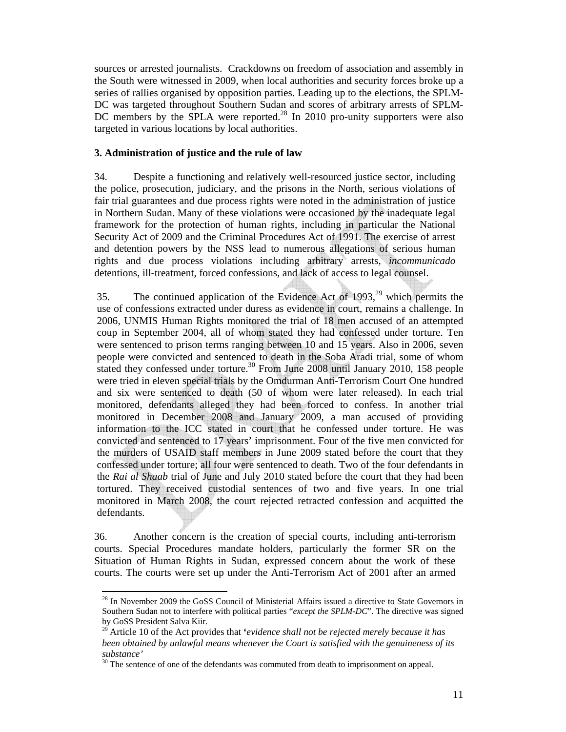sources or arrested journalists. Crackdowns on freedom of association and assembly in the South were witnessed in 2009, when local authorities and security forces broke up a series of rallies organised by opposition parties. Leading up to the elections, the SPLM-DC was targeted throughout Southern Sudan and scores of arbitrary arrests of SPLM-DC members by the SPLA were reported.[28] In 2010 pro-unity supporters were also targeted in various locations by local authorities.

**3. Administration of justice and the rule of law**

34. Despite a functioning and relatively well-resourced justice sector, including the police, prosecution, judiciary, and the prisons in the North, serious violations of fair trial guarantees and due process rights were noted in the administration of justice in Northern Sudan. Many of these violations were occasioned by the inadequate legal framework for the protection of human rights, including in particular the National Security Act of 2009 and the Criminal Procedures Act of 1991. The exercise of arrest and detention powers by the NSS lead to numerous allegations of serious human rights and due process violations including arbitrary arrests, *incommunicado* detentions, ill-treatment, forced confessions, and lack of access to legal counsel.

35. The continued application of the Evidence Act of 1993,[29] which permits the use of confessions extracted under duress as evidence in court, remains a challenge. In 2006, UNMIS Human Rights monitored the trial of 18 men accused of an attempted coup in September 2004, all of whom stated they had confessed under torture. Ten were sentenced to prison terms ranging between 10 and 15 years. Also in 2006, seven people were convicted and sentenced to death in the Soba Aradi trial, some of whom stated they confessed under torture.[30] From June 2008 until January 2010, 158 people were tried in eleven special trials by the Omdurman Anti-Terrorism Court One hundred and six were sentenced to death (50 of whom were later released). In each trial monitored, defendants alleged they had been forced to confess. In another trial monitored in December 2008 and January 2009, a man accused of providing information to the ICC stated in court that he confessed under torture. He was convicted and sentenced to 17 years' imprisonment. Four of the five men convicted for the murders of USAID staff members in June 2009 stated before the court that they confessed under torture; all four were sentenced to death. Two of the four defendants in the *Rai al Shaab* trial of June and July 2010 stated before the court that they had been tortured. They received custodial sentences of two and five years. In one trial monitored in March 2008, the court rejected retracted confession and acquitted the defendants.

36. Another concern is the creation of special courts, including anti-terrorism courts. Special Procedures mandate holders, particularly the former SR on the Situation of Human Rights in Sudan, expressed concern about the work of these courts. The courts were set up under the Anti-Terrorism Act of 2001 after an armed

---

[28] In November 2009 the GoSS Council of Ministerial Affairs issued a directive to State Governors in Southern Sudan not to interfere with political parties "*except the SPLM-DC*". The directive was signed by GoSS President Salva Kiir.

[29] Article 10 of the Act provides that ***'****evidence shall not be rejected merely because it has been obtained by unlawful means whenever the Court is satisfied with the genuineness of its substance'*

[30] The sentence of one of the defendants was commuted from death to imprisonment on appeal.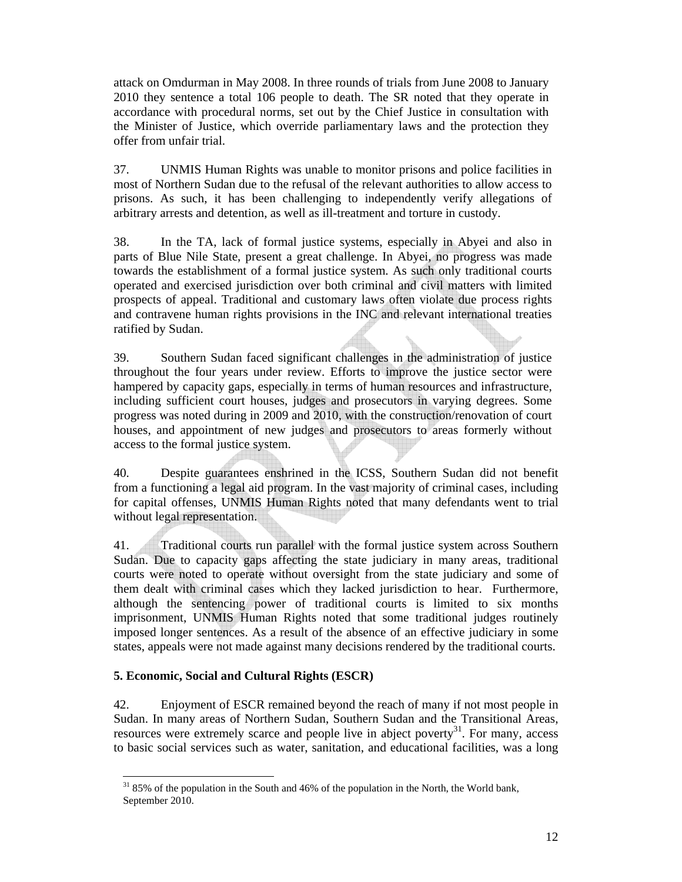attack on Omdurman in May 2008. In three rounds of trials from June 2008 to January 2010 they sentence a total 106 people to death. The SR noted that they operate in accordance with procedural norms, set out by the Chief Justice in consultation with the Minister of Justice, which override parliamentary laws and the protection they offer from unfair trial.

37. UNMIS Human Rights was unable to monitor prisons and police facilities in most of Northern Sudan due to the refusal of the relevant authorities to allow access to prisons. As such, it has been challenging to independently verify allegations of arbitrary arrests and detention, as well as ill-treatment and torture in custody.

38. In the TA, lack of formal justice systems, especially in Abyei and also in parts of Blue Nile State, present a great challenge. In Abyei, no progress was made towards the establishment of a formal justice system. As such only traditional courts operated and exercised jurisdiction over both criminal and civil matters with limited prospects of appeal. Traditional and customary laws often violate due process rights and contravene human rights provisions in the INC and relevant international treaties ratified by Sudan.

39. Southern Sudan faced significant challenges in the administration of justice throughout the four years under review. Efforts to improve the justice sector were hampered by capacity gaps, especially in terms of human resources and infrastructure, including sufficient court houses, judges and prosecutors in varying degrees. Some progress was noted during in 2009 and 2010, with the construction/renovation of court houses, and appointment of new judges and prosecutors to areas formerly without access to the formal justice system.

40. Despite guarantees enshrined in the ICSS, Southern Sudan did not benefit from a functioning a legal aid program. In the vast majority of criminal cases, including for capital offenses, UNMIS Human Rights noted that many defendants went to trial without legal representation.

41. Traditional courts run parallel with the formal justice system across Southern Sudan. Due to capacity gaps affecting the state judiciary in many areas, traditional courts were noted to operate without oversight from the state judiciary and some of them dealt with criminal cases which they lacked jurisdiction to hear. Furthermore, although the sentencing power of traditional courts is limited to six months imprisonment, UNMIS Human Rights noted that some traditional judges routinely imposed longer sentences. As a result of the absence of an effective judiciary in some states, appeals were not made against many decisions rendered by the traditional courts.

### 5. Economic, Social and Cultural Rights (ESCR)

42. Enjoyment of ESCR remained beyond the reach of many if not most people in Sudan. In many areas of Northern Sudan, Southern Sudan and the Transitional Areas, resources were extremely scarce and people live in abject poverty[31]. For many, access to basic social services such as water, sanitation, and educational facilities, was a long

[31] 85% of the population in the South and 46% of the population in the North, the World bank, September 2010.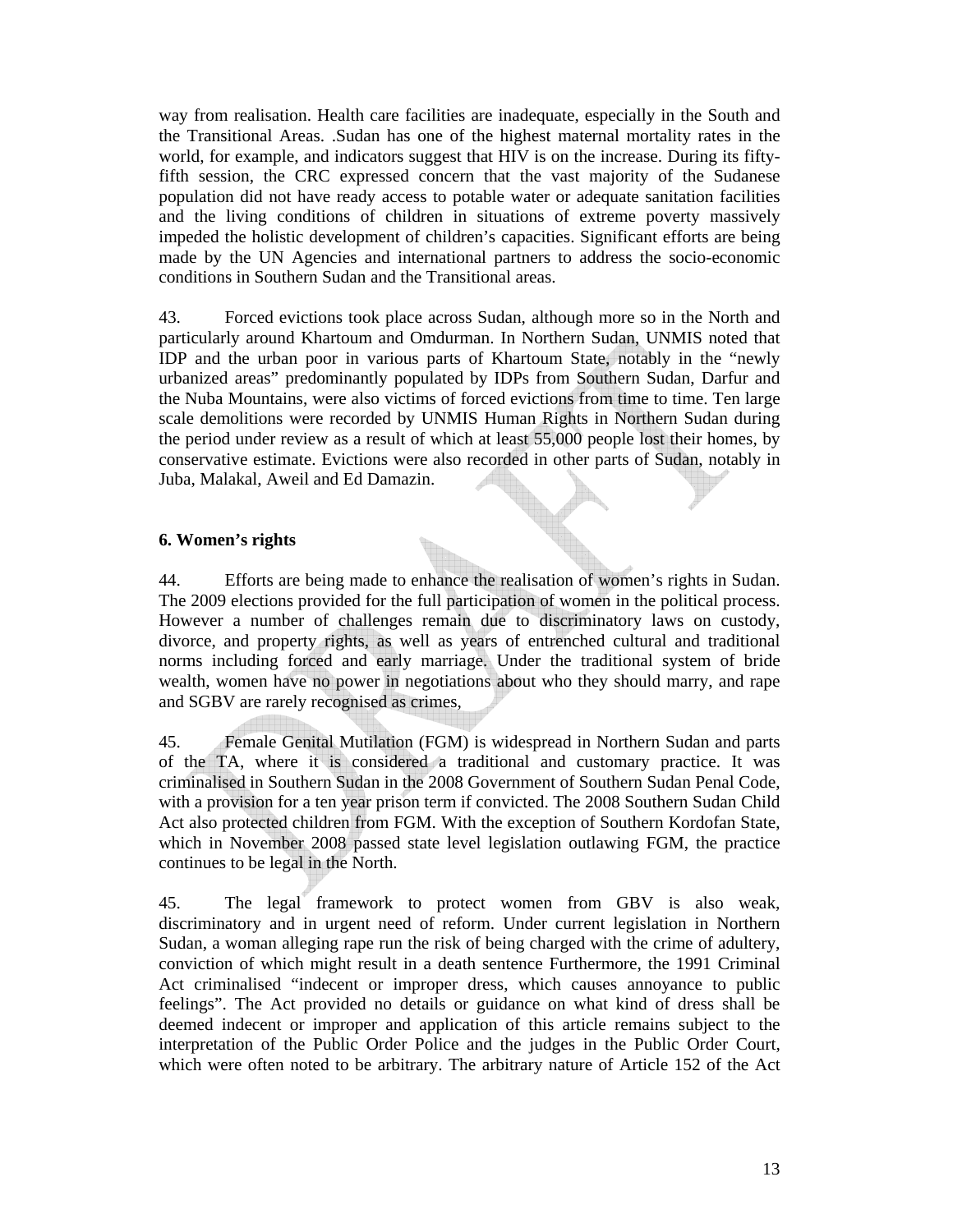way from realisation. Health care facilities are inadequate, especially in the South and the Transitional Areas. .Sudan has one of the highest maternal mortality rates in the world, for example, and indicators suggest that HIV is on the increase. During its fifty-fifth session, the CRC expressed concern that the vast majority of the Sudanese population did not have ready access to potable water or adequate sanitation facilities and the living conditions of children in situations of extreme poverty massively impeded the holistic development of children's capacities. Significant efforts are being made by the UN Agencies and international partners to address the socio-economic conditions in Southern Sudan and the Transitional areas.

43. Forced evictions took place across Sudan, although more so in the North and particularly around Khartoum and Omdurman. In Northern Sudan, UNMIS noted that IDP and the urban poor in various parts of Khartoum State, notably in the "newly urbanized areas" predominantly populated by IDPs from Southern Sudan, Darfur and the Nuba Mountains, were also victims of forced evictions from time to time. Ten large scale demolitions were recorded by UNMIS Human Rights in Northern Sudan during the period under review as a result of which at least 55,000 people lost their homes, by conservative estimate. Evictions were also recorded in other parts of Sudan, notably in Juba, Malakal, Aweil and Ed Damazin.

### 6. Women's rights

44. Efforts are being made to enhance the realisation of women's rights in Sudan. The 2009 elections provided for the full participation of women in the political process. However a number of challenges remain due to discriminatory laws on custody, divorce, and property rights, as well as years of entrenched cultural and traditional norms including forced and early marriage. Under the traditional system of bride wealth, women have no power in negotiations about who they should marry, and rape and SGBV are rarely recognised as crimes,

45. Female Genital Mutilation (FGM) is widespread in Northern Sudan and parts of the TA, where it is considered a traditional and customary practice. It was criminalised in Southern Sudan in the 2008 Government of Southern Sudan Penal Code, with a provision for a ten year prison term if convicted. The 2008 Southern Sudan Child Act also protected children from FGM. With the exception of Southern Kordofan State, which in November 2008 passed state level legislation outlawing FGM, the practice continues to be legal in the North.

45. The legal framework to protect women from GBV is also weak, discriminatory and in urgent need of reform. Under current legislation in Northern Sudan, a woman alleging rape run the risk of being charged with the crime of adultery, conviction of which might result in a death sentence Furthermore, the 1991 Criminal Act criminalised "indecent or improper dress, which causes annoyance to public feelings". The Act provided no details or guidance on what kind of dress shall be deemed indecent or improper and application of this article remains subject to the interpretation of the Public Order Police and the judges in the Public Order Court, which were often noted to be arbitrary. The arbitrary nature of Article 152 of the Act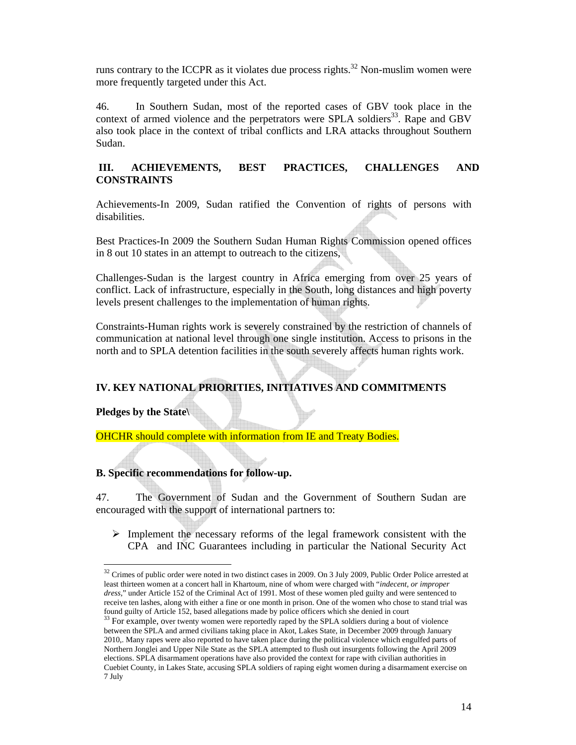runs contrary to the ICCPR as it violates due process rights.[32] Non-muslim women were more frequently targeted under this Act.

46. In Southern Sudan, most of the reported cases of GBV took place in the context of armed violence and the perpetrators were SPLA soldiers[33]. Rape and GBV also took place in the context of tribal conflicts and LRA attacks throughout Southern Sudan.

## III. ACHIEVEMENTS, BEST PRACTICES, CHALLENGES AND CONSTRAINTS

Achievements-In 2009, Sudan ratified the Convention of rights of persons with disabilities.

Best Practices-In 2009 the Southern Sudan Human Rights Commission opened offices in 8 out 10 states in an attempt to outreach to the citizens,

Challenges-Sudan is the largest country in Africa emerging from over 25 years of conflict. Lack of infrastructure, especially in the South, long distances and high poverty levels present challenges to the implementation of human rights.

Constraints-Human rights work is severely constrained by the restriction of channels of communication at national level through one single institution. Access to prisons in the north and to SPLA detention facilities in the south severely affects human rights work.

## IV. KEY NATIONAL PRIORITIES, INITIATIVES AND COMMITMENTS

**Pledges by the State\**

OHCHR should complete with information from IE and Treaty Bodies.

**B. Specific recommendations for follow-up.**

47. The Government of Sudan and the Government of Southern Sudan are encouraged with the support of international partners to:

- Implement the necessary reforms of the legal framework consistent with the CPA and INC Guarantees including in particular the National Security Act

---

[32] Crimes of public order were noted in two distinct cases in 2009. On 3 July 2009, Public Order Police arrested at least thirteen women at a concert hall in Khartoum, nine of whom were charged with "*indecent, or improper dress*," under Article 152 of the Criminal Act of 1991. Most of these women pled guilty and were sentenced to receive ten lashes, along with either a fine or one month in prison. One of the women who chose to stand trial was found guilty of Article 152, based allegations made by police officers which she denied in court

[33] For example, over twenty women were reportedly raped by the SPLA soldiers during a bout of violence between the SPLA and armed civilians taking place in Akot, Lakes State, in December 2009 through January 2010,. Many rapes were also reported to have taken place during the political violence which engulfed parts of Northern Jonglei and Upper Nile State as the SPLA attempted to flush out insurgents following the April 2009 elections. SPLA disarmament operations have also provided the context for rape with civilian authorities in Cuebiet County, in Lakes State, accusing SPLA soldiers of raping eight women during a disarmament exercise on 7 July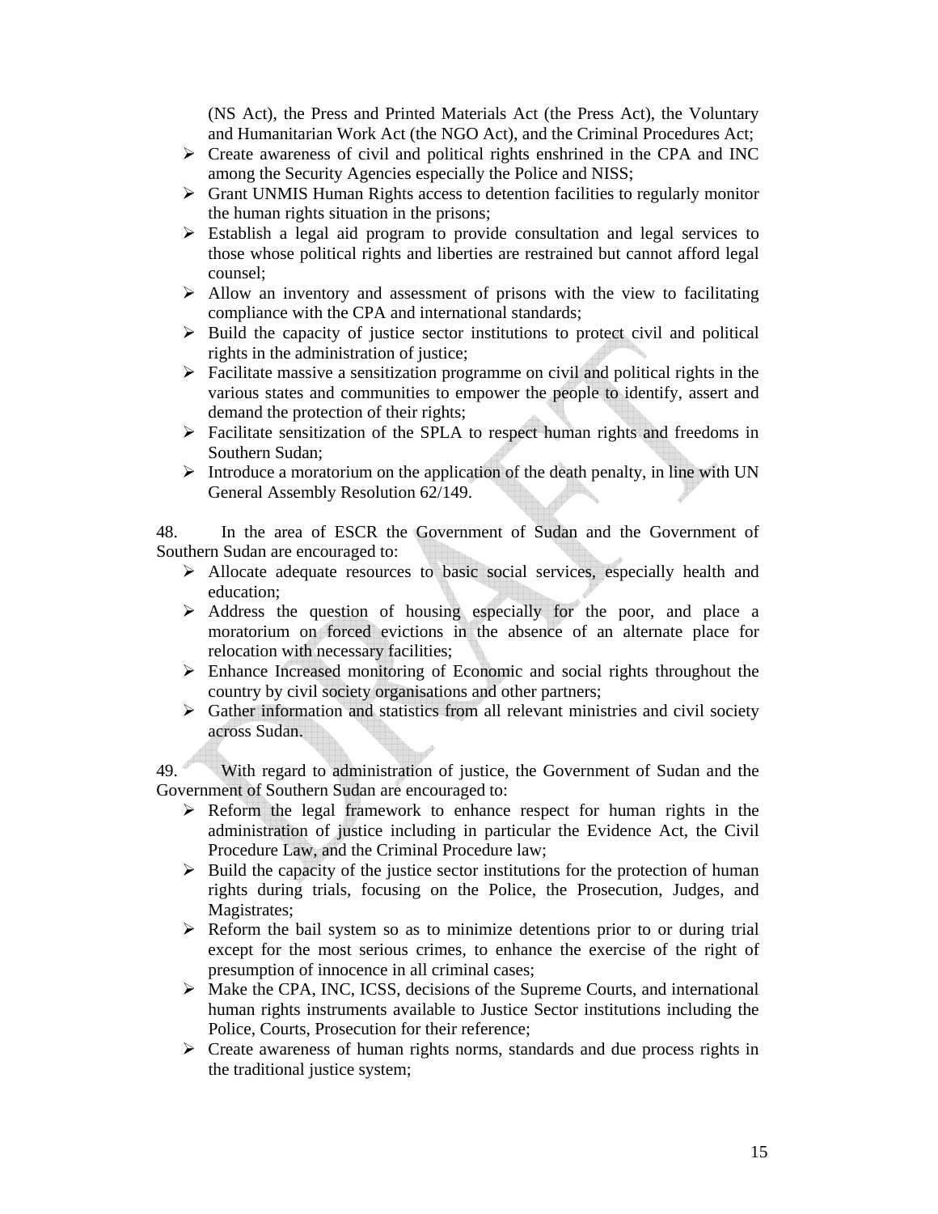(NS Act), the Press and Printed Materials Act (the Press Act), the Voluntary and Humanitarian Work Act (the NGO Act), and the Criminal Procedures Act;

- Create awareness of civil and political rights enshrined in the CPA and INC among the Security Agencies especially the Police and NISS;
- Grant UNMIS Human Rights access to detention facilities to regularly monitor the human rights situation in the prisons;
- Establish a legal aid program to provide consultation and legal services to those whose political rights and liberties are restrained but cannot afford legal counsel;
- Allow an inventory and assessment of prisons with the view to facilitating compliance with the CPA and international standards;
- Build the capacity of justice sector institutions to protect civil and political rights in the administration of justice;
- Facilitate massive a sensitization programme on civil and political rights in the various states and communities to empower the people to identify, assert and demand the protection of their rights;
- Facilitate sensitization of the SPLA to respect human rights and freedoms in Southern Sudan;
- Introduce a moratorium on the application of the death penalty, in line with UN General Assembly Resolution 62/149.

48. In the area of ESCR the Government of Sudan and the Government of Southern Sudan are encouraged to:

- Allocate adequate resources to basic social services, especially health and education;
- Address the question of housing especially for the poor, and place a moratorium on forced evictions in the absence of an alternate place for relocation with necessary facilities;
- Enhance Increased monitoring of Economic and social rights throughout the country by civil society organisations and other partners;
- Gather information and statistics from all relevant ministries and civil society across Sudan.

49. With regard to administration of justice, the Government of Sudan and the Government of Southern Sudan are encouraged to:

- Reform the legal framework to enhance respect for human rights in the administration of justice including in particular the Evidence Act, the Civil Procedure Law, and the Criminal Procedure law;
- Build the capacity of the justice sector institutions for the protection of human rights during trials, focusing on the Police, the Prosecution, Judges, and Magistrates;
- Reform the bail system so as to minimize detentions prior to or during trial except for the most serious crimes, to enhance the exercise of the right of presumption of innocence in all criminal cases;
- Make the CPA, INC, ICSS, decisions of the Supreme Courts, and international human rights instruments available to Justice Sector institutions including the Police, Courts, Prosecution for their reference;
- Create awareness of human rights norms, standards and due process rights in the traditional justice system;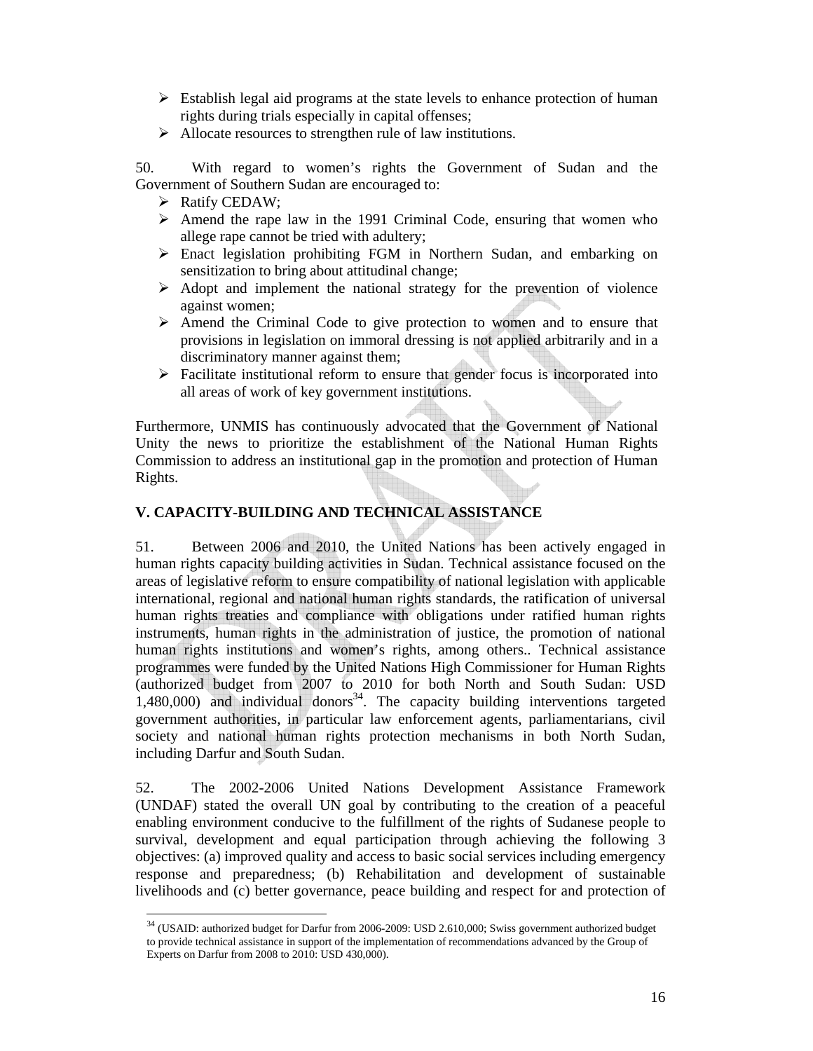- Establish legal aid programs at the state levels to enhance protection of human rights during trials especially in capital offenses;
- Allocate resources to strengthen rule of law institutions.

50. With regard to women's rights the Government of Sudan and the Government of Southern Sudan are encouraged to:

- Ratify CEDAW;
- Amend the rape law in the 1991 Criminal Code, ensuring that women who allege rape cannot be tried with adultery;
- Enact legislation prohibiting FGM in Northern Sudan, and embarking on sensitization to bring about attitudinal change;
- Adopt and implement the national strategy for the prevention of violence against women;
- Amend the Criminal Code to give protection to women and to ensure that provisions in legislation on immoral dressing is not applied arbitrarily and in a discriminatory manner against them;
- Facilitate institutional reform to ensure that gender focus is incorporated into all areas of work of key government institutions.

Furthermore, UNMIS has continuously advocated that the Government of National Unity the news to prioritize the establishment of the National Human Rights Commission to address an institutional gap in the promotion and protection of Human Rights.

## V. CAPACITY-BUILDING AND TECHNICAL ASSISTANCE

51. Between 2006 and 2010, the United Nations has been actively engaged in human rights capacity building activities in Sudan. Technical assistance focused on the areas of legislative reform to ensure compatibility of national legislation with applicable international, regional and national human rights standards, the ratification of universal human rights treaties and compliance with obligations under ratified human rights instruments, human rights in the administration of justice, the promotion of national human rights institutions and women's rights, among others.. Technical assistance programmes were funded by the United Nations High Commissioner for Human Rights (authorized budget from 2007 to 2010 for both North and South Sudan: USD 1,480,000) and individual donors[34]. The capacity building interventions targeted government authorities, in particular law enforcement agents, parliamentarians, civil society and national human rights protection mechanisms in both North Sudan, including Darfur and South Sudan.

52. The 2002-2006 United Nations Development Assistance Framework (UNDAF) stated the overall UN goal by contributing to the creation of a peaceful enabling environment conducive to the fulfillment of the rights of Sudanese people to survival, development and equal participation through achieving the following 3 objectives: (a) improved quality and access to basic social services including emergency response and preparedness; (b) Rehabilitation and development of sustainable livelihoods and (c) better governance, peace building and respect for and protection of

[34] (USAID: authorized budget for Darfur from 2006-2009: USD 2.610,000; Swiss government authorized budget to provide technical assistance in support of the implementation of recommendations advanced by the Group of Experts on Darfur from 2008 to 2010: USD 430,000).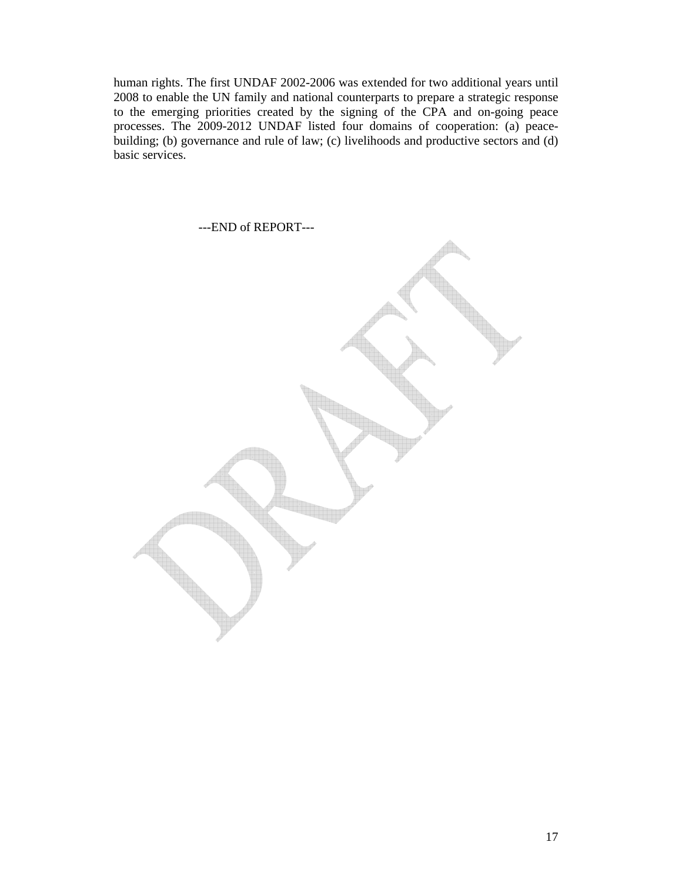human rights. The first UNDAF 2002-2006 was extended for two additional years until 2008 to enable the UN family and national counterparts to prepare a strategic response to the emerging priorities created by the signing of the CPA and on-going peace processes. The 2009-2012 UNDAF listed four domains of cooperation: (a) peace-building; (b) governance and rule of law; (c) livelihoods and productive sectors and (d) basic services.

---END of REPORT---